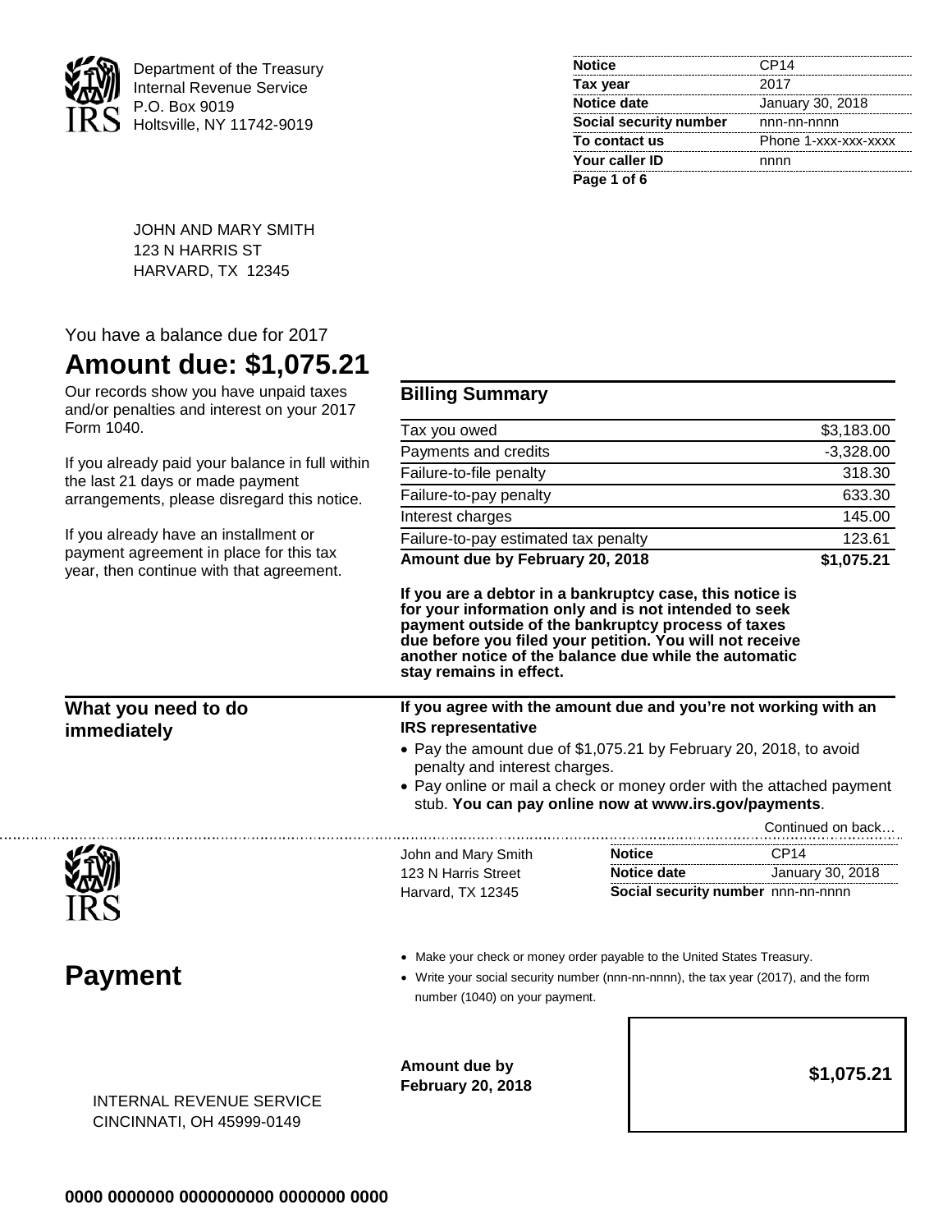Department of the Treasury
Internal Revenue Service
P.O. Box 9019
Holtsville, NY 11742-9019

| | |
|---|---|
| **Notice** | CP14 |
| **Tax year** | 2017 |
| **Notice date** | January 30, 2018 |
| **Social security number** | nnn-nn-nnnn |
| **To contact us** | Phone 1-xxx-xxx-xxxx |
| **Your caller ID** | nnnn |

JOHN AND MARY SMITH
123 N HARRIS ST
HARVARD, TX 12345

You have a balance due for 2017

# Amount due: $1,075.21

Our records show you have unpaid taxes and/or penalties and interest on your 2017 Form 1040.

If you already paid your balance in full within the last 21 days or made payment arrangements, please disregard this notice.

If you already have an installment or payment agreement in place for this tax year, then continue with that agreement.

## Billing Summary

| | |
|---|---:|
| Tax you owed | $3,183.00 |
| Payments and credits | -3,328.00 |
| Failure-to-file penalty | 318.30 |
| Failure-to-pay penalty | 633.30 |
| Interest charges | 145.00 |
| Failure-to-pay estimated tax penalty | 123.61 |
| **Amount due by February 20, 2018** | **$1,075.21** |

**If you are a debtor in a bankruptcy case, this notice is for your information only and is not intended to seek payment outside of the bankruptcy process of taxes due before you filed your petition. You will not receive another notice of the balance due while the automatic stay remains in effect.**

## What you need to do immediately

**If you agree with the amount due and you're not working with an IRS representative**

- Pay the amount due of $1,075.21 by February 20, 2018, to avoid penalty and interest charges.
- Pay online or mail a check or money order with the attached payment stub. **You can pay online now at www.irs.gov/payments**.

Continued on back…

John and Mary Smith
123 N Harris Street
Harvard, TX 12345

| | |
|---|---|
| **Notice** | CP14 |
| **Notice date** | January 30, 2018 |
| **Social security number** | nnn-nn-nnnn |

# Payment

- Make your check or money order payable to the United States Treasury.
- Write your social security number (nnn-nn-nnnn), the tax year (2017), and the form number (1040) on your payment.

**Amount due by February 20, 2018** **$1,075.21**

INTERNAL REVENUE SERVICE
CINCINNATI, OH 45999-0149

**0000 0000000 0000000000 0000000 0000**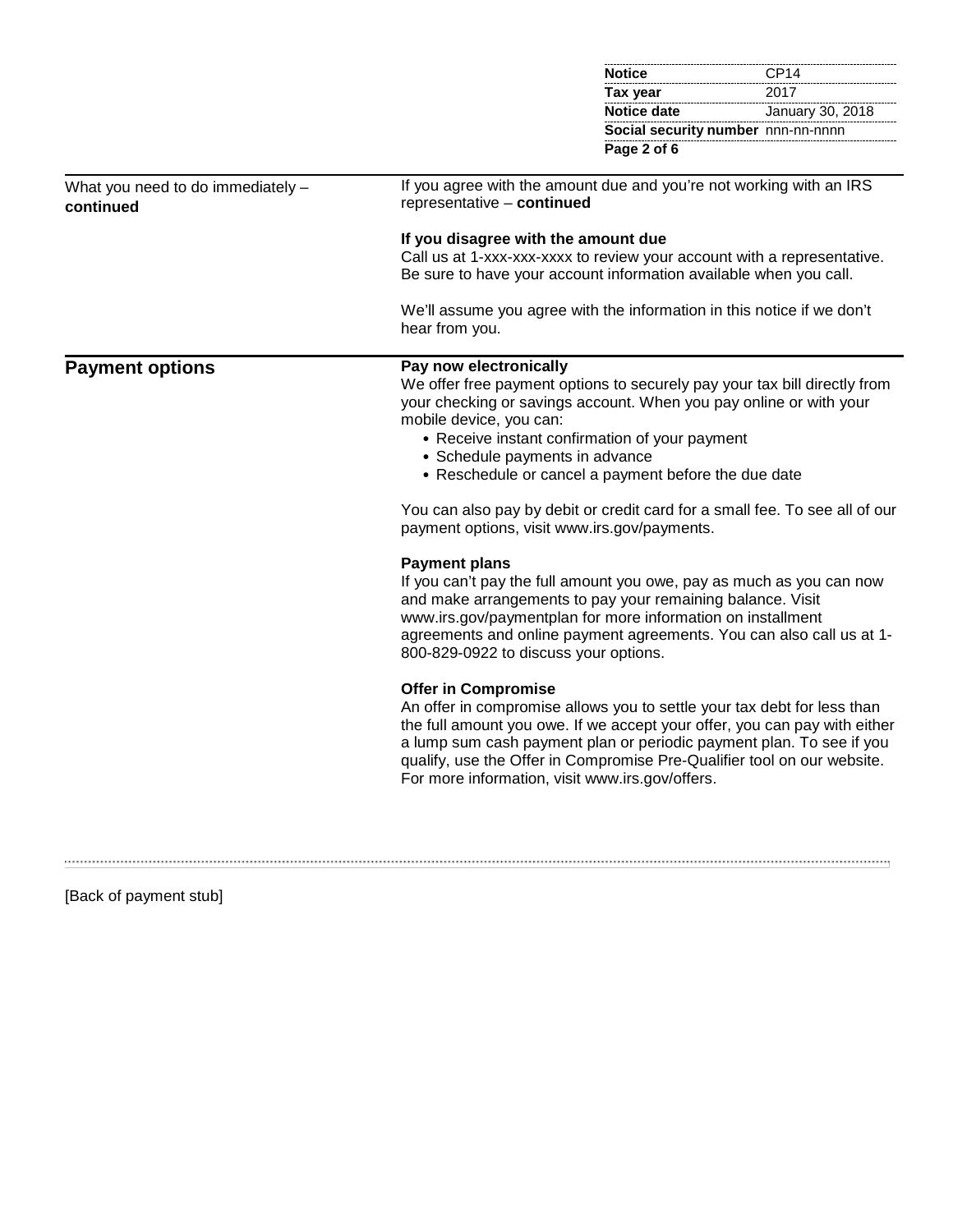| | |
|---|---|
| **Notice** | CP14 |
| **Tax year** | 2017 |
| **Notice date** | January 30, 2018 |
| **Social security number** | nnn-nn-nnnn |

## What you need to do immediately – continued

If you agree with the amount due and you're not working with an IRS representative – **continued**

**If you disagree with the amount due**
Call us at 1-xxx-xxx-xxxx to review your account with a representative. Be sure to have your account information available when you call.

We'll assume you agree with the information in this notice if we don't hear from you.

## Payment options

**Pay now electronically**
We offer free payment options to securely pay your tax bill directly from your checking or savings account. When you pay online or with your mobile device, you can:

- Receive instant confirmation of your payment
- Schedule payments in advance
- Reschedule or cancel a payment before the due date

You can also pay by debit or credit card for a small fee. To see all of our payment options, visit www.irs.gov/payments.

**Payment plans**
If you can't pay the full amount you owe, pay as much as you can now and make arrangements to pay your remaining balance. Visit www.irs.gov/paymentplan for more information on installment agreements and online payment agreements. You can also call us at 1-800-829-0922 to discuss your options.

**Offer in Compromise**
An offer in compromise allows you to settle your tax debt for less than the full amount you owe. If we accept your offer, you can pay with either a lump sum cash payment plan or periodic payment plan. To see if you qualify, use the Offer in Compromise Pre-Qualifier tool on our website. For more information, visit www.irs.gov/offers.

---

[Back of payment stub]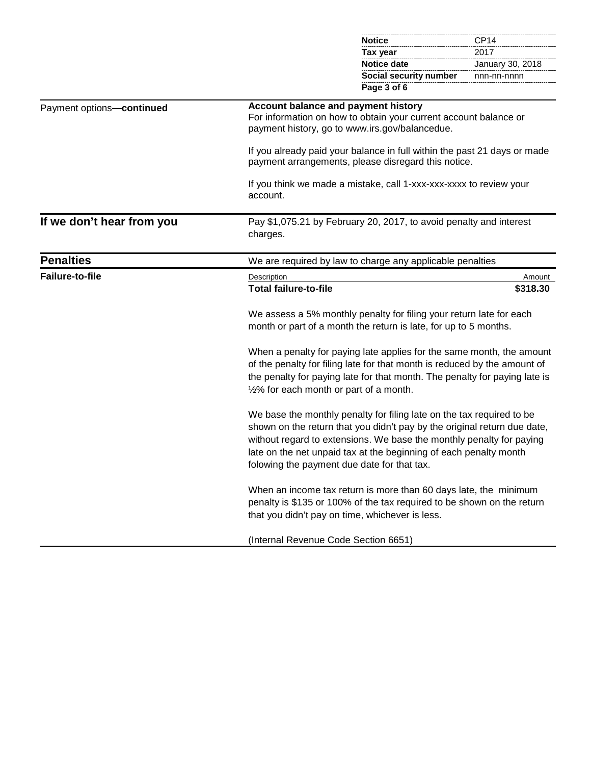| | |
|---|---|
| **Notice** | CP14 |
| **Tax year** | 2017 |
| **Notice date** | January 30, 2018 |
| **Social security number** | nnn-nn-nnnn |

Payment options—**continued**

**Account balance and payment history**

For information on how to obtain your current account balance or payment history, go to www.irs.gov/balancedue.

If you already paid your balance in full within the past 21 days or made payment arrangements, please disregard this notice.

If you think we made a mistake, call 1-xxx-xxx-xxxx to review your account.

## If we don't hear from you

Pay $1,075.21 by February 20, 2017, to avoid penalty and interest charges.

## Penalties

We are required by law to charge any applicable penalties

### Failure-to-file

| Description | Amount |
|---|---|
| **Total failure-to-file** | **$318.30** |

We assess a 5% monthly penalty for filing your return late for each month or part of a month the return is late, for up to 5 months.

When a penalty for paying late applies for the same month, the amount of the penalty for filing late for that month is reduced by the amount of the penalty for paying late for that month. The penalty for paying late is ½% for each month or part of a month.

We base the monthly penalty for filing late on the tax required to be shown on the return that you didn't pay by the original return due date, without regard to extensions. We base the monthly penalty for paying late on the net unpaid tax at the beginning of each penalty month folowing the payment due date for that tax.

When an income tax return is more than 60 days late, the minimum penalty is $135 or 100% of the tax required to be shown on the return that you didn't pay on time, whichever is less.

(Internal Revenue Code Section 6651)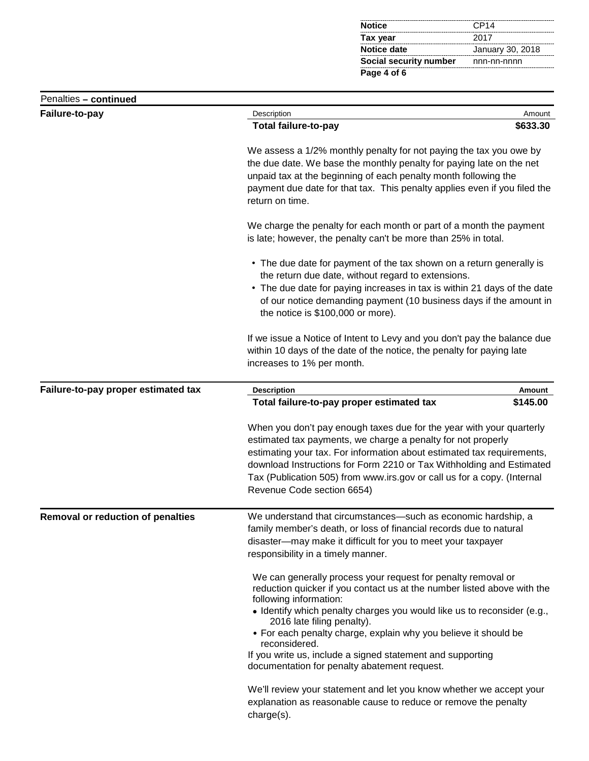| Notice | CP14 |
|---|---|
| Tax year | 2017 |
| Notice date | January 30, 2018 |
| Social security number | nnn-nn-nnnn |

## Penalties – continued

### Failure-to-pay

| Description | Amount |
|---|---|
| **Total failure-to-pay** | **$633.30** |

We assess a 1/2% monthly penalty for not paying the tax you owe by the due date. We base the monthly penalty for paying late on the net unpaid tax at the beginning of each penalty month following the payment due date for that tax. This penalty applies even if you filed the return on time.

We charge the penalty for each month or part of a month the payment is late; however, the penalty can't be more than 25% in total.

- The due date for payment of the tax shown on a return generally is the return due date, without regard to extensions.
- The due date for paying increases in tax is within 21 days of the date of our notice demanding payment (10 business days if the amount in the notice is $100,000 or more).

If we issue a Notice of Intent to Levy and you don't pay the balance due within 10 days of the date of the notice, the penalty for paying late increases to 1% per month.

### Failure-to-pay proper estimated tax

| Description | Amount |
|---|---|
| **Total failure-to-pay proper estimated tax** | **$145.00** |

When you don't pay enough taxes due for the year with your quarterly estimated tax payments, we charge a penalty for not properly estimating your tax. For information about estimated tax requirements, download Instructions for Form 2210 or Tax Withholding and Estimated Tax (Publication 505) from www.irs.gov or call us for a copy. (Internal Revenue Code section 6654)

### Removal or reduction of penalties

We understand that circumstances—such as economic hardship, a family member's death, or loss of financial records due to natural disaster—may make it difficult for you to meet your taxpayer responsibility in a timely manner.

We can generally process your request for penalty removal or reduction quicker if you contact us at the number listed above with the following information:

- Identify which penalty charges you would like us to reconsider (e.g., 2016 late filing penalty).
- For each penalty charge, explain why you believe it should be reconsidered.

If you write us, include a signed statement and supporting documentation for penalty abatement request.

We'll review your statement and let you know whether we accept your explanation as reasonable cause to reduce or remove the penalty charge(s).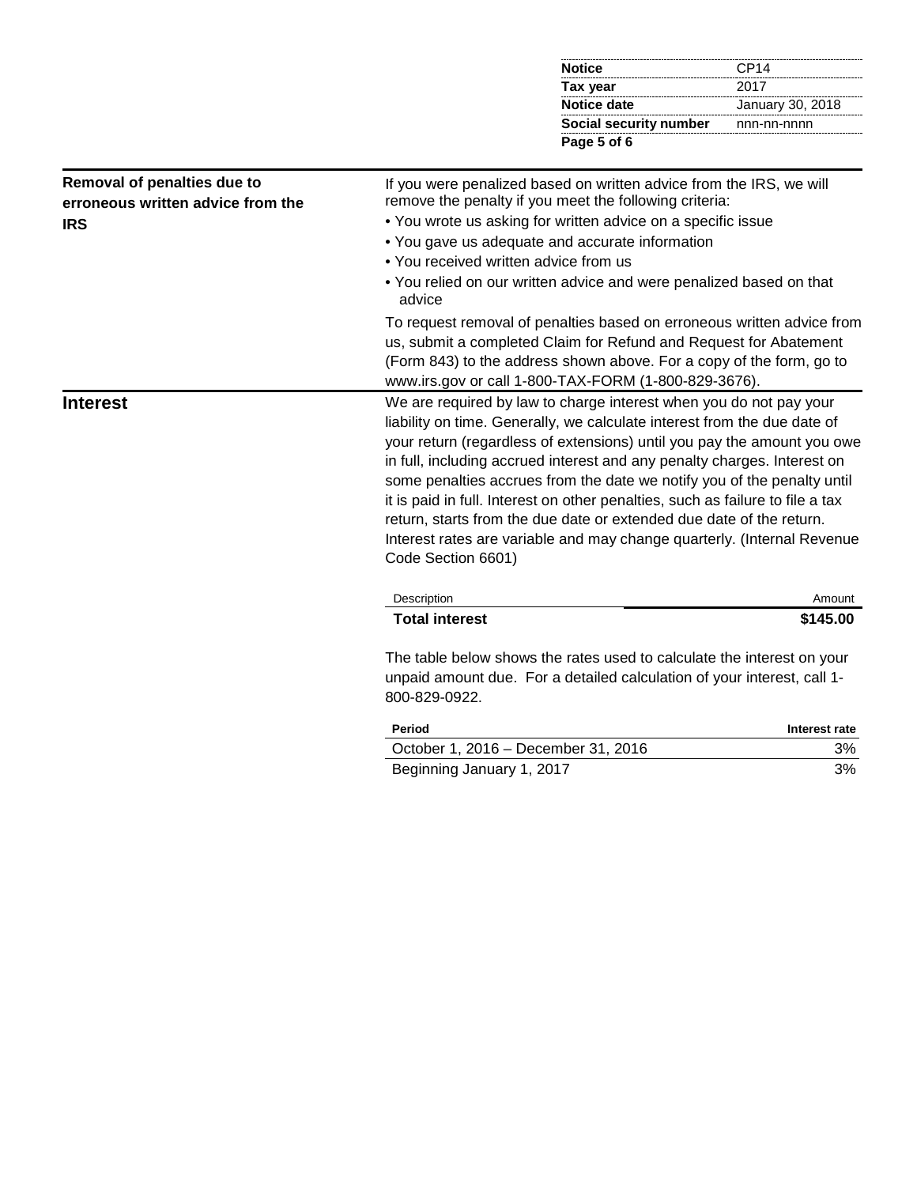| Notice | CP14 |
|---|---|
| Tax year | 2017 |
| Notice date | January 30, 2018 |
| Social security number | nnn-nn-nnnn |

**Removal of penalties due to erroneous written advice from the IRS**

If you were penalized based on written advice from the IRS, we will remove the penalty if you meet the following criteria:

- You wrote us asking for written advice on a specific issue
- You gave us adequate and accurate information
- You received written advice from us
- You relied on our written advice and were penalized based on that advice

To request removal of penalties based on erroneous written advice from us, submit a completed Claim for Refund and Request for Abatement (Form 843) to the address shown above. For a copy of the form, go to www.irs.gov or call 1-800-TAX-FORM (1-800-829-3676).

## Interest

We are required by law to charge interest when you do not pay your liability on time. Generally, we calculate interest from the due date of your return (regardless of extensions) until you pay the amount you owe in full, including accrued interest and any penalty charges. Interest on some penalties accrues from the date we notify you of the penalty until it is paid in full. Interest on other penalties, such as failure to file a tax return, starts from the due date or extended due date of the return. Interest rates are variable and may change quarterly. (Internal Revenue Code Section 6601)

| Description | Amount |
|---|---|
| **Total interest** | **$145.00** |

The table below shows the rates used to calculate the interest on your unpaid amount due. For a detailed calculation of your interest, call 1-800-829-0922.

| Period | Interest rate |
|---|---|
| October 1, 2016 – December 31, 2016 | 3% |
| Beginning January 1, 2017 | 3% |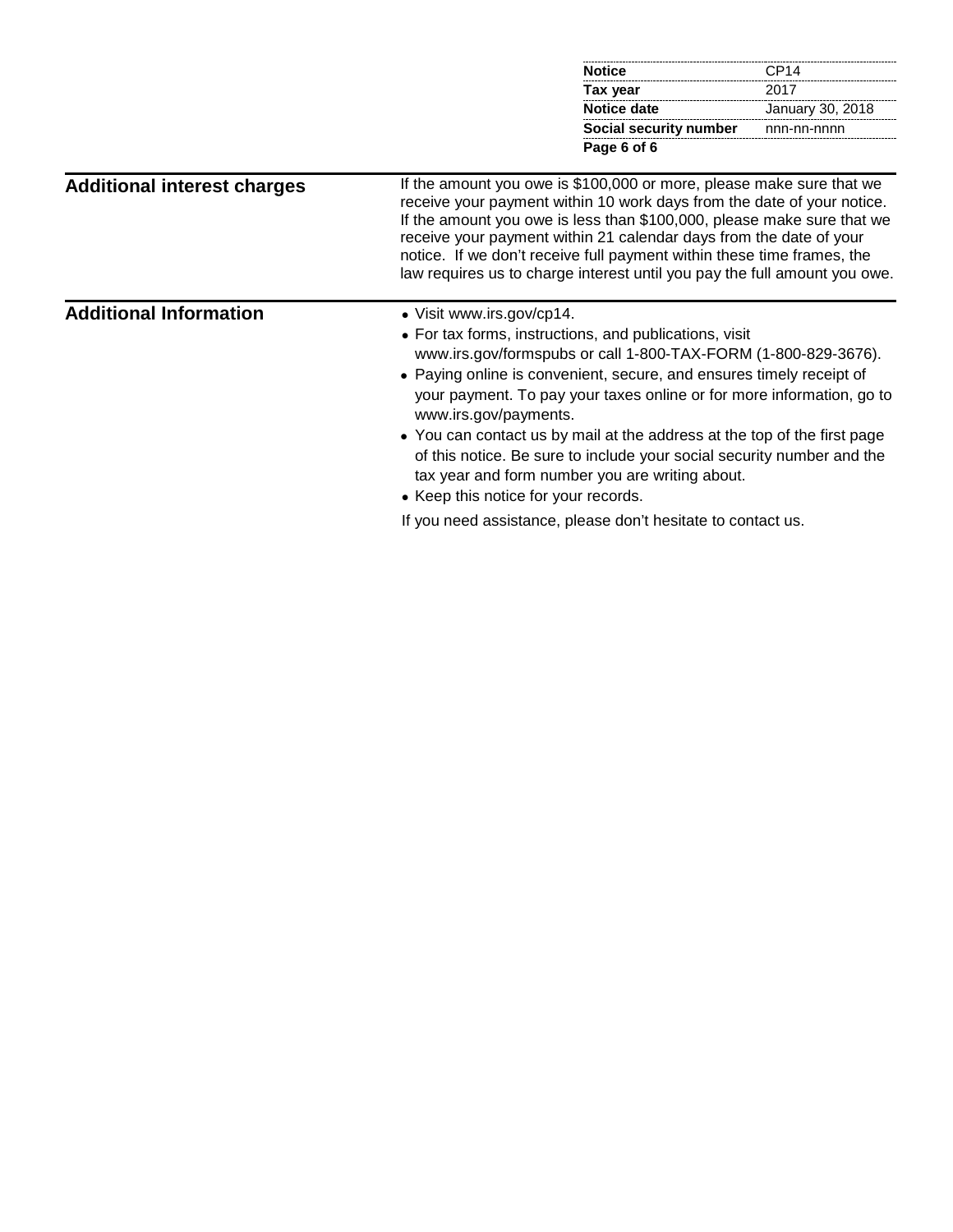| | |
|---|---|
| **Notice** | CP14 |
| **Tax year** | 2017 |
| **Notice date** | January 30, 2018 |
| **Social security number** | nnn-nn-nnnn |

## Additional interest charges

If the amount you owe is $100,000 or more, please make sure that we receive your payment within 10 work days from the date of your notice. If the amount you owe is less than $100,000, please make sure that we receive your payment within 21 calendar days from the date of your notice. If we don't receive full payment within these time frames, the law requires us to charge interest until you pay the full amount you owe.

## Additional Information

- Visit www.irs.gov/cp14.
- For tax forms, instructions, and publications, visit www.irs.gov/formspubs or call 1-800-TAX-FORM (1-800-829-3676).
- Paying online is convenient, secure, and ensures timely receipt of your payment. To pay your taxes online or for more information, go to www.irs.gov/payments.
- You can contact us by mail at the address at the top of the first page of this notice. Be sure to include your social security number and the tax year and form number you are writing about.
- Keep this notice for your records.

If you need assistance, please don't hesitate to contact us.